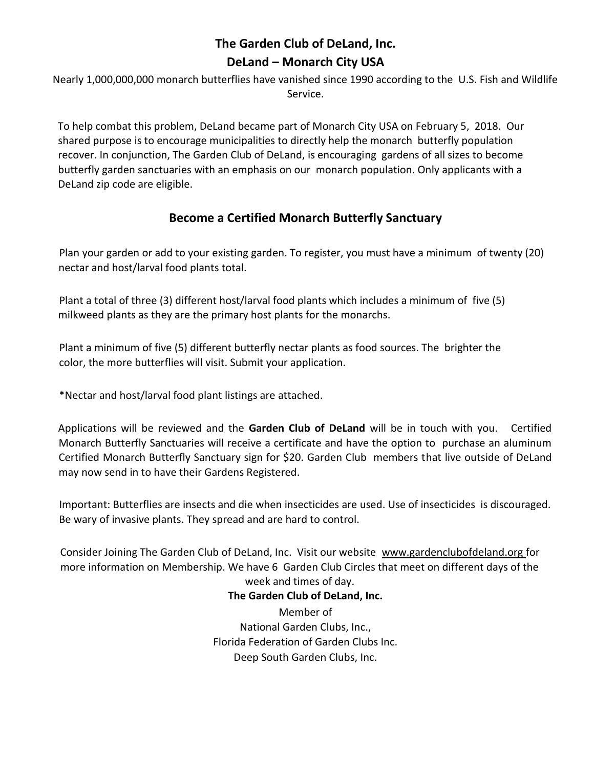# The Garden Club of DeLand, Inc.

## DeLand – Monarch City USA

Nearly 1,000,000,000 monarch butterflies have vanished since 1990 according to the U.S. Fish and Wildlife Service.

To help combat this problem, DeLand became part of Monarch City USA on February 5, 2018. Our shared purpose is to encourage municipalities to directly help the monarch butterfly population recover. In conjunction, The Garden Club of DeLand, is encouraging gardens of all sizes to become butterfly garden sanctuaries with an emphasis on our monarch population. Only applicants with a DeLand zip code are eligible.

## Become a Certified Monarch Butterfly Sanctuary

Plan your garden or add to your existing garden. To register, you must have a minimum of twenty (20) nectar and host/larval food plants total.

Plant a total of three (3) different host/larval food plants which includes a minimum of five (5) milkweed plants as they are the primary host plants for the monarchs.

Plant a minimum of five (5) different butterfly nectar plants as food sources. The brighter the color, the more butterflies will visit. Submit your application.

*Nectar and host/larval food plant listings are attached.

Applications will be reviewed and the **Garden Club of DeLand** will be in touch with you. Certified Monarch Butterfly Sanctuaries will receive a certificate and have the option to purchase an aluminum Certified Monarch Butterfly Sanctuary sign for $20. Garden Club members that live outside of DeLand may now send in to have their Gardens Registered.

Important: Butterflies are insects and die when insecticides are used. Use of insecticides is discouraged. Be wary of invasive plants. They spread and are hard to control.

Consider Joining The Garden Club of DeLand, Inc. Visit our website www.gardenclubofdeland.org for more information on Membership. We have 6 Garden Club Circles that meet on different days of the week and times of day.

**The Garden Club of DeLand, Inc.**

Member of
National Garden Clubs, Inc.,
Florida Federation of Garden Clubs Inc.
Deep South Garden Clubs, Inc.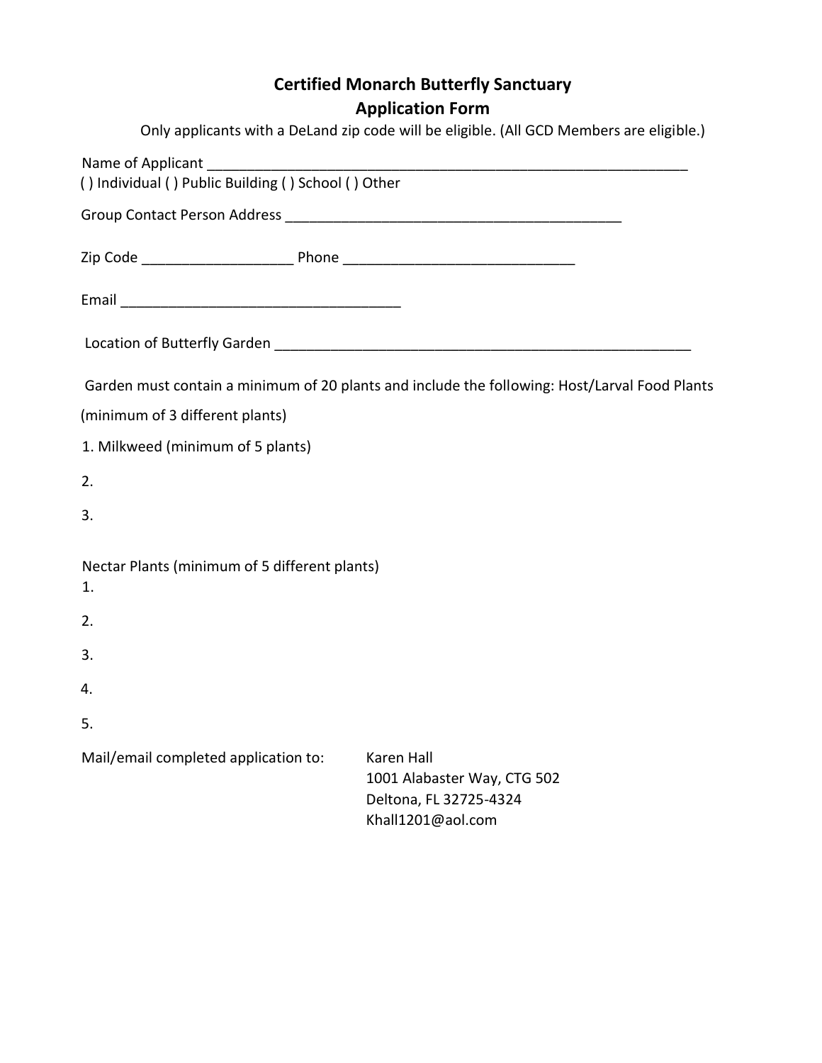# Certified Monarch Butterfly Sanctuary
## Application Form

Only applicants with a DeLand zip code will be eligible. (All GCD Members are eligible.)

Name of Applicant ______________________________________________________________

( ) Individual ( ) Public Building ( ) School ( ) Other

Group Contact Person Address ___________________________________________

Zip Code ___________________ Phone _____________________________

Email ___________________________________

Location of Butterfly Garden ______________________________________________________

Garden must contain a minimum of 20 plants and include the following: Host/Larval Food Plants

(minimum of 3 different plants)

1. Milkweed (minimum of 5 plants)
2. 
3. 

Nectar Plants (minimum of 5 different plants)

1. 
2. 
3. 
4. 
5. 

Mail/email completed application to:

Karen Hall
1001 Alabaster Way, CTG 502
Deltona, FL 32725-4324
Khall1201@aol.com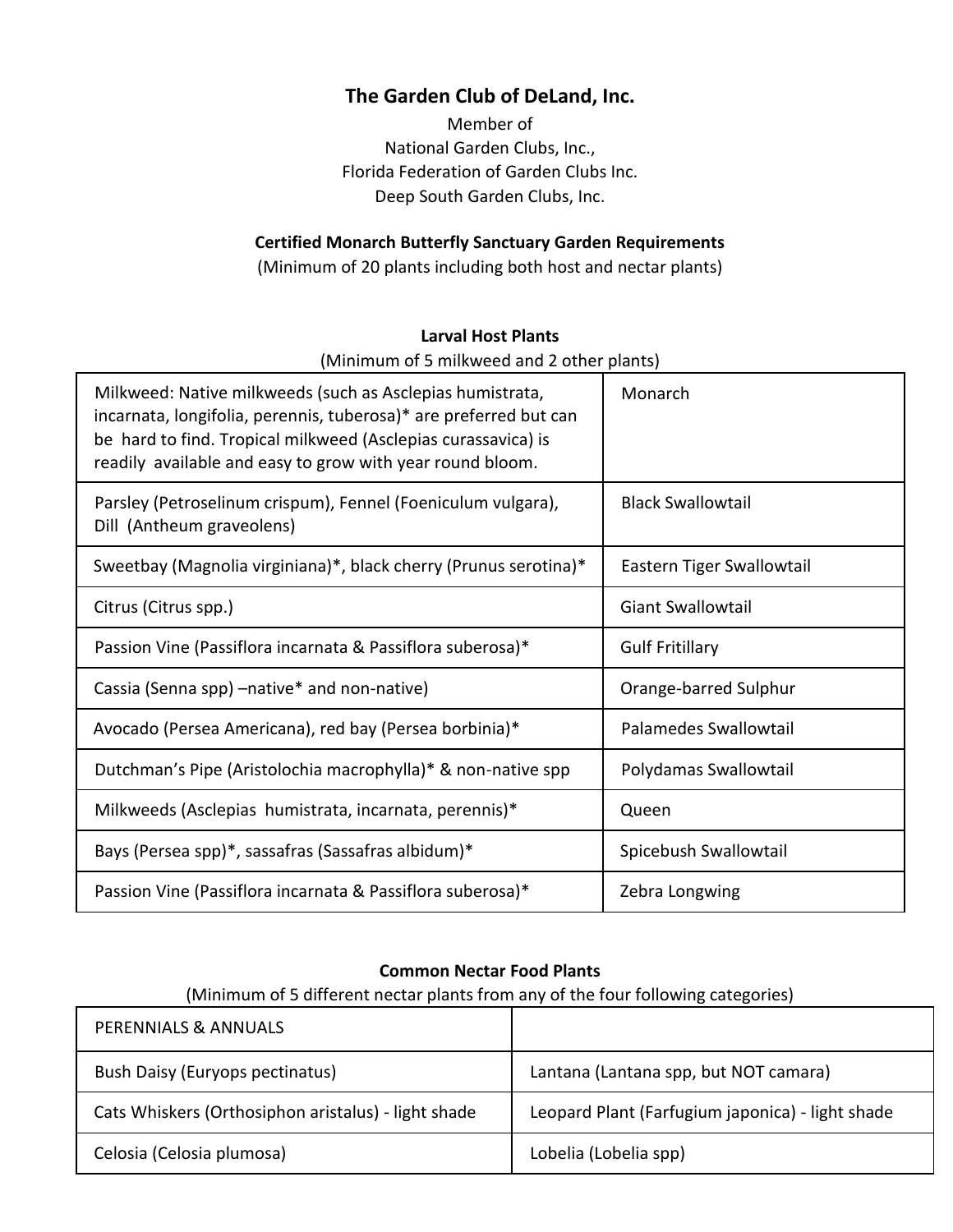**The Garden Club of DeLand, Inc.**

Member of
National Garden Clubs, Inc.,
Florida Federation of Garden Clubs Inc.
Deep South Garden Clubs, Inc.

**Certified Monarch Butterfly Sanctuary Garden Requirements**

(Minimum of 20 plants including both host and nectar plants)

**Larval Host Plants**

(Minimum of 5 milkweed and 2 other plants)

| | |
|---|---|
| Milkweed: Native milkweeds (such as Asclepias humistrata, incarnata, longifolia, perennis, tuberosa)* are preferred but can be hard to find. Tropical milkweed (Asclepias curassavica) is readily available and easy to grow with year round bloom. | Monarch |
| Parsley (Petroselinum crispum), Fennel (Foeniculum vulgara), Dill (Antheum graveolens) | Black Swallowtail |
| Sweetbay (Magnolia virginiana)*, black cherry (Prunus serotina)* | Eastern Tiger Swallowtail |
| Citrus (Citrus spp.) | Giant Swallowtail |
| Passion Vine (Passiflora incarnata & Passiflora suberosa)* | Gulf Fritillary |
| Cassia (Senna spp) –native* and non-native) | Orange-barred Sulphur |
| Avocado (Persea Americana), red bay (Persea borbinia)* | Palamedes Swallowtail |
| Dutchman's Pipe (Aristolochia macrophylla)* & non-native spp | Polydamas Swallowtail |
| Milkweeds (Asclepias humistrata, incarnata, perennis)* | Queen |
| Bays (Persea spp)*, sassafras (Sassafras albidum)* | Spicebush Swallowtail |
| Passion Vine (Passiflora incarnata & Passiflora suberosa)* | Zebra Longwing |

**Common Nectar Food Plants**

(Minimum of 5 different nectar plants from any of the four following categories)

| PERENNIALS & ANNUALS | |
|---|---|
| Bush Daisy (Euryops pectinatus) | Lantana (Lantana spp, but NOT camara) |
| Cats Whiskers (Orthosiphon aristalus) - light shade | Leopard Plant (Farfugium japonica) - light shade |
| Celosia (Celosia plumosa) | Lobelia (Lobelia spp) |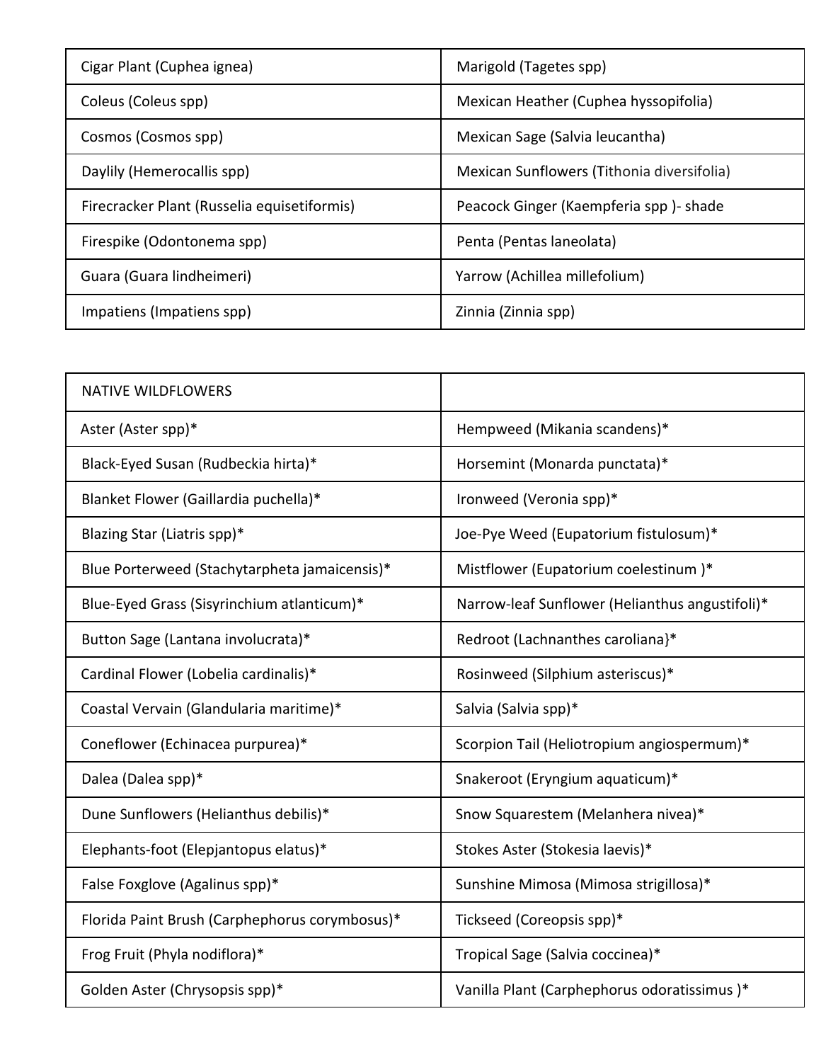| Cigar Plant (Cuphea ignea) | Marigold (Tagetes spp) |
|---|---|
| Coleus (Coleus spp) | Mexican Heather (Cuphea hyssopifolia) |
| Cosmos (Cosmos spp) | Mexican Sage (Salvia leucantha) |
| Daylily (Hemerocallis spp) | Mexican Sunflowers (Tithonia diversifolia) |
| Firecracker Plant (Russelia equisetiformis) | Peacock Ginger (Kaempferia spp )- shade |
| Firespike (Odontonema spp) | Penta (Pentas laneolata) |
| Guara (Guara lindheimeri) | Yarrow (Achillea millefolium) |
| Impatiens (Impatiens spp) | Zinnia (Zinnia spp) |

| NATIVE WILDFLOWERS | |
|---|---|
| Aster (Aster spp)* | Hempweed (Mikania scandens)* |
| Black-Eyed Susan (Rudbeckia hirta)* | Horsemint (Monarda punctata)* |
| Blanket Flower (Gaillardia puchella)* | Ironweed (Veronia spp)* |
| Blazing Star (Liatris spp)* | Joe-Pye Weed (Eupatorium fistulosum)* |
| Blue Porterweed (Stachytarpheta jamaicensis)* | Mistflower (Eupatorium coelestinum )* |
| Blue-Eyed Grass (Sisyrinchium atlanticum)* | Narrow-leaf Sunflower (Helianthus angustifoli)* |
| Button Sage (Lantana involucrata)* | Redroot (Lachnanthes caroliana}* |
| Cardinal Flower (Lobelia cardinalis)* | Rosinweed (Silphium asteriscus)* |
| Coastal Vervain (Glandularia maritime)* | Salvia (Salvia spp)* |
| Coneflower (Echinacea purpurea)* | Scorpion Tail (Heliotropium angiospermum)* |
| Dalea (Dalea spp)* | Snakeroot (Eryngium aquaticum)* |
| Dune Sunflowers (Helianthus debilis)* | Snow Squarestem (Melanhera nivea)* |
| Elephants-foot (Elepjantopus elatus)* | Stokes Aster (Stokesia laevis)* |
| False Foxglove (Agalinus spp)* | Sunshine Mimosa (Mimosa strigillosa)* |
| Florida Paint Brush (Carphephorus corymbosus)* | Tickseed (Coreopsis spp)* |
| Frog Fruit (Phyla nodiflora)* | Tropical Sage (Salvia coccinea)* |
| Golden Aster (Chrysopsis spp)* | Vanilla Plant (Carphephorus odoratissimus )* |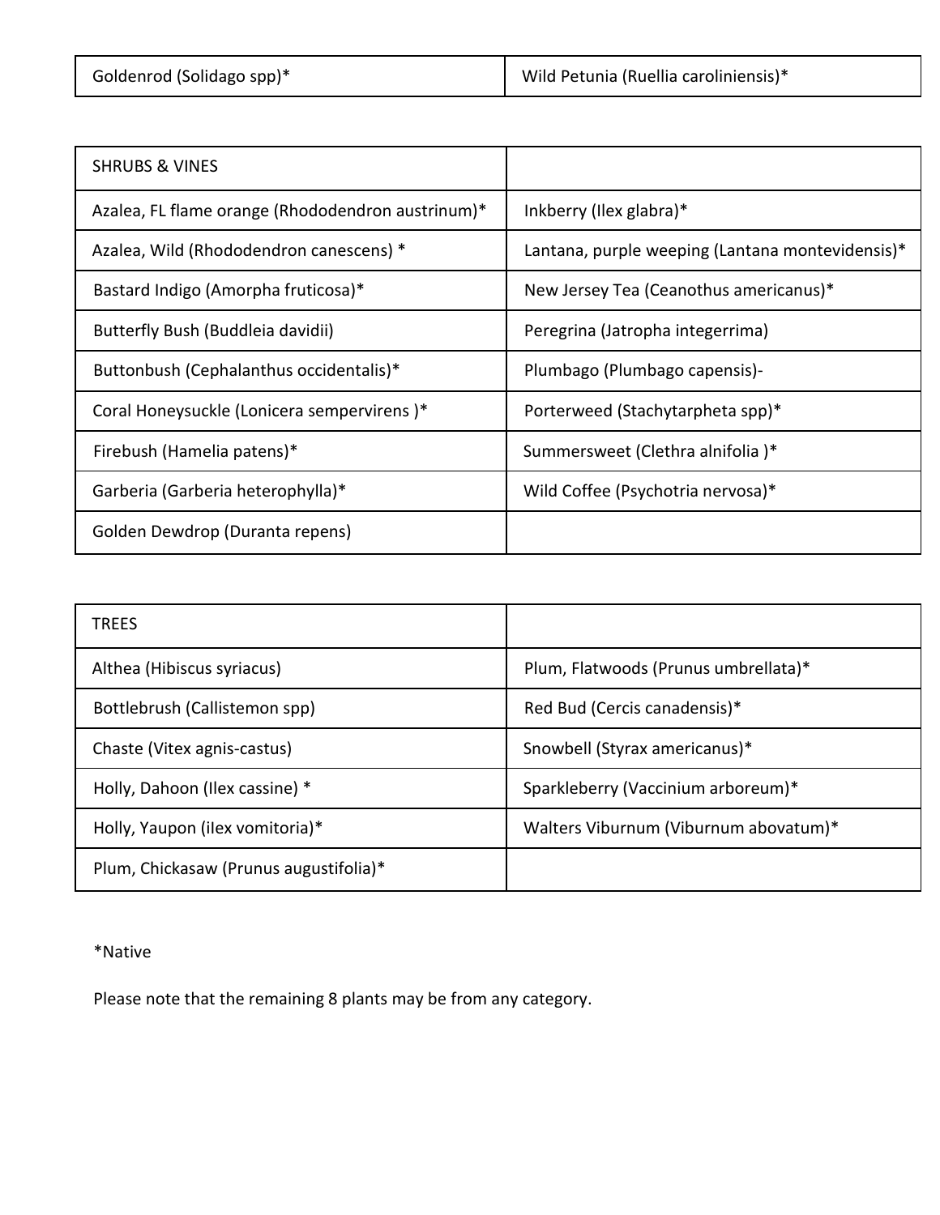| | |
|---|---|
| Goldenrod (Solidago spp)* | Wild Petunia (Ruellia caroliniensis)* |

| SHRUBS & VINES | |
|---|---|
| Azalea, FL flame orange (Rhododendron austrinum)* | Inkberry (Ilex glabra)* |
| Azalea, Wild (Rhododendron canescens) * | Lantana, purple weeping (Lantana montevidensis)* |
| Bastard Indigo (Amorpha fruticosa)* | New Jersey Tea (Ceanothus americanus)* |
| Butterfly Bush (Buddleia davidii) | Peregrina (Jatropha integerrima) |
| Buttonbush (Cephalanthus occidentalis)* | Plumbago (Plumbago capensis)- |
| Coral Honeysuckle (Lonicera sempervirens )* | Porterweed (Stachytarpheta spp)* |
| Firebush (Hamelia patens)* | Summersweet (Clethra alnifolia )* |
| Garberia (Garberia heterophylla)* | Wild Coffee (Psychotria nervosa)* |
| Golden Dewdrop (Duranta repens) | |

| TREES | |
|---|---|
| Althea (Hibiscus syriacus) | Plum, Flatwoods (Prunus umbrellata)* |
| Bottlebrush (Callistemon spp) | Red Bud (Cercis canadensis)* |
| Chaste (Vitex agnis-castus) | Snowbell (Styrax americanus)* |
| Holly, Dahoon (Ilex cassine) * | Sparkleberry (Vaccinium arboreum)* |
| Holly, Yaupon (iIex vomitoria)* | Walters Viburnum (Viburnum abovatum)* |
| Plum, Chickasaw (Prunus augustifolia)* | |

*Native

Please note that the remaining 8 plants may be from any category.